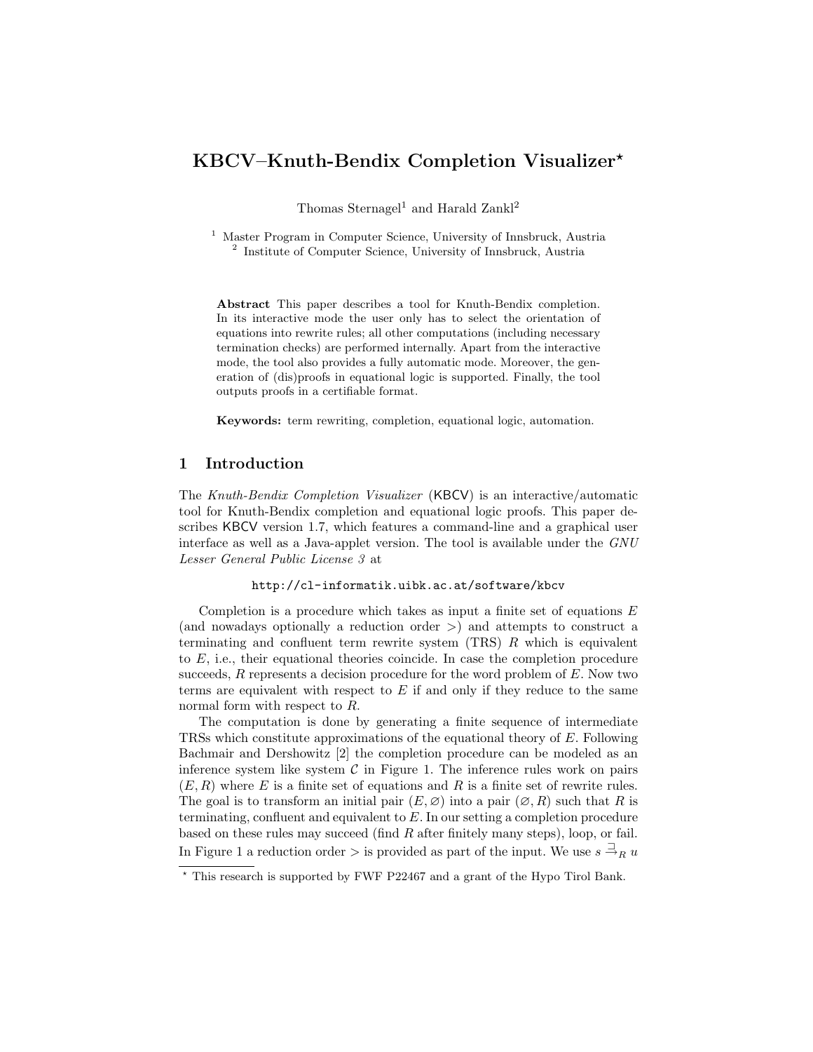# KBCV–Knuth-Bendix Completion Visualizer*

Thomas Sternagel[1] and Harald Zankl[2]

[1] Master Program in Computer Science, University of Innsbruck, Austria
[2] Institute of Computer Science, University of Innsbruck, Austria

**Abstract** This paper describes a tool for Knuth-Bendix completion. In its interactive mode the user only has to select the orientation of equations into rewrite rules; all other computations (including necessary termination checks) are performed internally. Apart from the interactive mode, the tool also provides a fully automatic mode. Moreover, the generation of (dis)proofs in equational logic is supported. Finally, the tool outputs proofs in a certifiable format.

**Keywords:** term rewriting, completion, equational logic, automation.

## 1 Introduction

The *Knuth-Bendix Completion Visualizer* (KBCV) is an interactive/automatic tool for Knuth-Bendix completion and equational logic proofs. This paper describes KBCV version 1.7, which features a command-line and a graphical user interface as well as a Java-applet version. The tool is available under the *GNU Lesser General Public License 3* at

`http://cl-informatik.uibk.ac.at/software/kbcv`

Completion is a procedure which takes as input a finite set of equations $E$ (and nowadays optionally a reduction order $>$) and attempts to construct a terminating and confluent term rewrite system (TRS) $R$ which is equivalent to $E$, i.e., their equational theories coincide. In case the completion procedure succeeds, $R$ represents a decision procedure for the word problem of $E$. Now two terms are equivalent with respect to $E$ if and only if they reduce to the same normal form with respect to $R$.

The computation is done by generating a finite sequence of intermediate TRSs which constitute approximations of the equational theory of $E$. Following Bachmair and Dershowitz [2] the completion procedure can be modeled as an inference system like system $\mathcal{C}$ in Figure 1. The inference rules work on pairs $(E, R)$ where $E$ is a finite set of equations and $R$ is a finite set of rewrite rules. The goal is to transform an initial pair $(E, \varnothing)$ into a pair $(\varnothing, R)$ such that $R$ is terminating, confluent and equivalent to $E$. In our setting a completion procedure based on these rules may succeed (find $R$ after finitely many steps), loop, or fail. In Figure 1 a reduction order $>$ is provided as part of the input. We use $s \xrightarrow{\sqsupset}_R u$

* This research is supported by FWF P22467 and a grant of the Hypo Tirol Bank.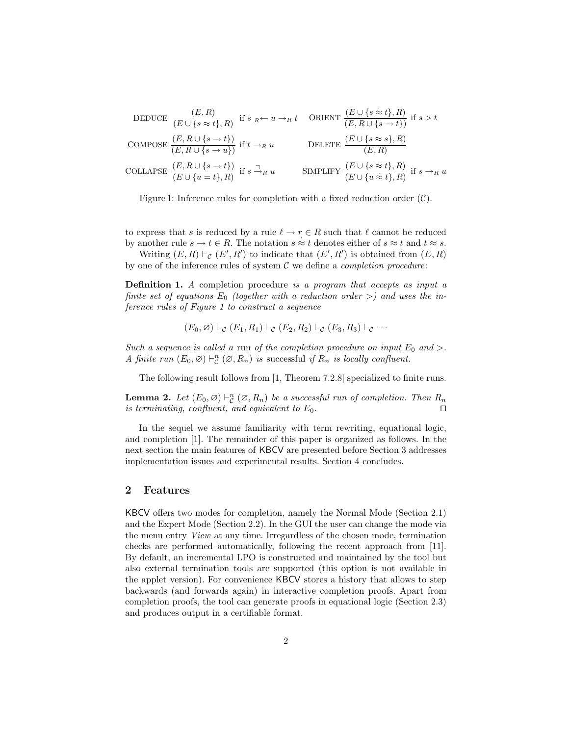$$\text{DEDUCE } \frac{(E,R)}{(E \cup \{s \approx t\}, R)} \text{ if } s \;{}_R\!\leftarrow u \rightarrow_R t \qquad \text{ORIENT } \frac{(E \cup \{s \mathrel{\dot{\approx}} t\}, R)}{(E, R \cup \{s \rightarrow t\})} \text{ if } s > t$$

$$\text{COMPOSE } \frac{(E, R \cup \{s \rightarrow t\})}{(E, R \cup \{s \rightarrow u\})} \text{ if } t \rightarrow_R u \qquad \text{DELETE } \frac{(E \cup \{s \approx s\}, R)}{(E,R)}$$

$$\text{COLLAPSE } \frac{(E, R \cup \{s \rightarrow t\})}{(E \cup \{u = t\}, R)} \text{ if } s \stackrel{\sqsupset}{\rightarrow}_R u \qquad \text{SIMPLIFY } \frac{(E \cup \{s \mathrel{\dot{\approx}} t\}, R)}{(E \cup \{u \mathrel{\dot{\approx}} t\}, R)} \text{ if } s \rightarrow_R u$$

Figure 1: Inference rules for completion with a fixed reduction order ($\mathcal{C}$).

to express that $s$ is reduced by a rule $\ell \rightarrow r \in R$ such that $\ell$ cannot be reduced by another rule $s \rightarrow t \in R$. The notation $s \mathrel{\dot{\approx}} t$ denotes either of $s \approx t$ and $t \approx s$.

Writing $(E,R) \vdash_{\mathcal{C}} (E',R')$ to indicate that $(E',R')$ is obtained from $(E,R)$ by one of the inference rules of system $\mathcal{C}$ we define a *completion procedure*:

**Definition 1.** *A* completion procedure *is a program that accepts as input a finite set of equations $E_0$ (together with a reduction order $>$) and uses the inference rules of Figure 1 to construct a sequence*

$$(E_0, \varnothing) \vdash_{\mathcal{C}} (E_1, R_1) \vdash_{\mathcal{C}} (E_2, R_2) \vdash_{\mathcal{C}} (E_3, R_3) \vdash_{\mathcal{C}} \cdots$$

*Such a sequence is called a* run *of the completion procedure on input $E_0$ and $>$. A finite run $(E_0, \varnothing) \vdash_{\mathcal{C}}^n (\varnothing, R_n)$ is* successful *if $R_n$ is locally confluent.*

The following result follows from [1, Theorem 7.2.8] specialized to finite runs.

**Lemma 2.** *Let $(E_0, \varnothing) \vdash_{\mathcal{C}}^n (\varnothing, R_n)$ be a successful run of completion. Then $R_n$ is terminating, confluent, and equivalent to $E_0$.* ◻

In the sequel we assume familiarity with term rewriting, equational logic, and completion [1]. The remainder of this paper is organized as follows. In the next section the main features of KBCV are presented before Section 3 addresses implementation issues and experimental results. Section 4 concludes.

## 2 Features

KBCV offers two modes for completion, namely the Normal Mode (Section 2.1) and the Expert Mode (Section 2.2). In the GUI the user can change the mode via the menu entry *View* at any time. Irregardless of the chosen mode, termination checks are performed automatically, following the recent approach from [11]. By default, an incremental LPO is constructed and maintained by the tool but also external termination tools are supported (this option is not available in the applet version). For convenience KBCV stores a history that allows to step backwards (and forwards again) in interactive completion proofs. Apart from completion proofs, the tool can generate proofs in equational logic (Section 2.3) and produces output in a certifiable format.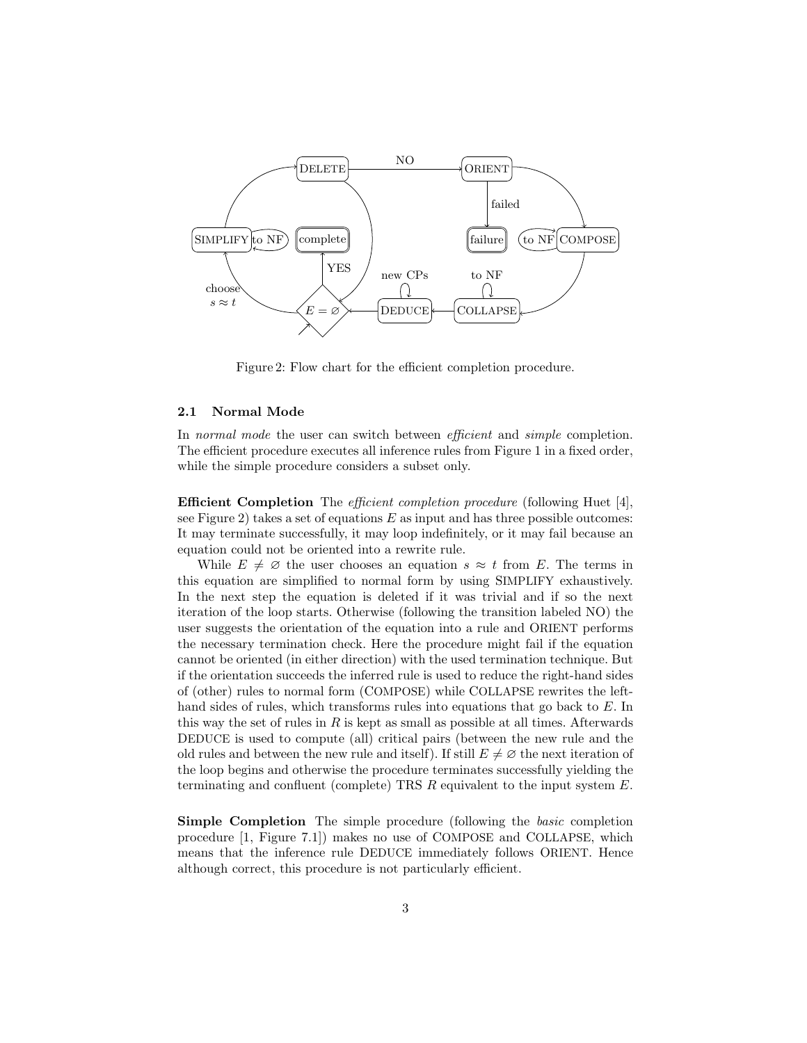Figure 2: Flow chart for the efficient completion procedure.

### 2.1 Normal Mode

In *normal mode* the user can switch between *efficient* and *simple* completion. The efficient procedure executes all inference rules from Figure 1 in a fixed order, while the simple procedure considers a subset only.

**Efficient Completion** The *efficient completion procedure* (following Huet [4], see Figure 2) takes a set of equations $E$ as input and has three possible outcomes: It may terminate successfully, it may loop indefinitely, or it may fail because an equation could not be oriented into a rewrite rule.

While $E \neq \varnothing$ the user chooses an equation $s \approx t$ from $E$. The terms in this equation are simplified to normal form by using SIMPLIFY exhaustively. In the next step the equation is deleted if it was trivial and if so the next iteration of the loop starts. Otherwise (following the transition labeled NO) the user suggests the orientation of the equation into a rule and ORIENT performs the necessary termination check. Here the procedure might fail if the equation cannot be oriented (in either direction) with the used termination technique. But if the orientation succeeds the inferred rule is used to reduce the right-hand sides of (other) rules to normal form (COMPOSE) while COLLAPSE rewrites the left-hand sides of rules, which transforms rules into equations that go back to $E$. In this way the set of rules in $R$ is kept as small as possible at all times. Afterwards DEDUCE is used to compute (all) critical pairs (between the new rule and the old rules and between the new rule and itself). If still $E \neq \varnothing$ the next iteration of the loop begins and otherwise the procedure terminates successfully yielding the terminating and confluent (complete) TRS $R$ equivalent to the input system $E$.

**Simple Completion** The simple procedure (following the *basic* completion procedure [1, Figure 7.1]) makes no use of COMPOSE and COLLAPSE, which means that the inference rule DEDUCE immediately follows ORIENT. Hence although correct, this procedure is not particularly efficient.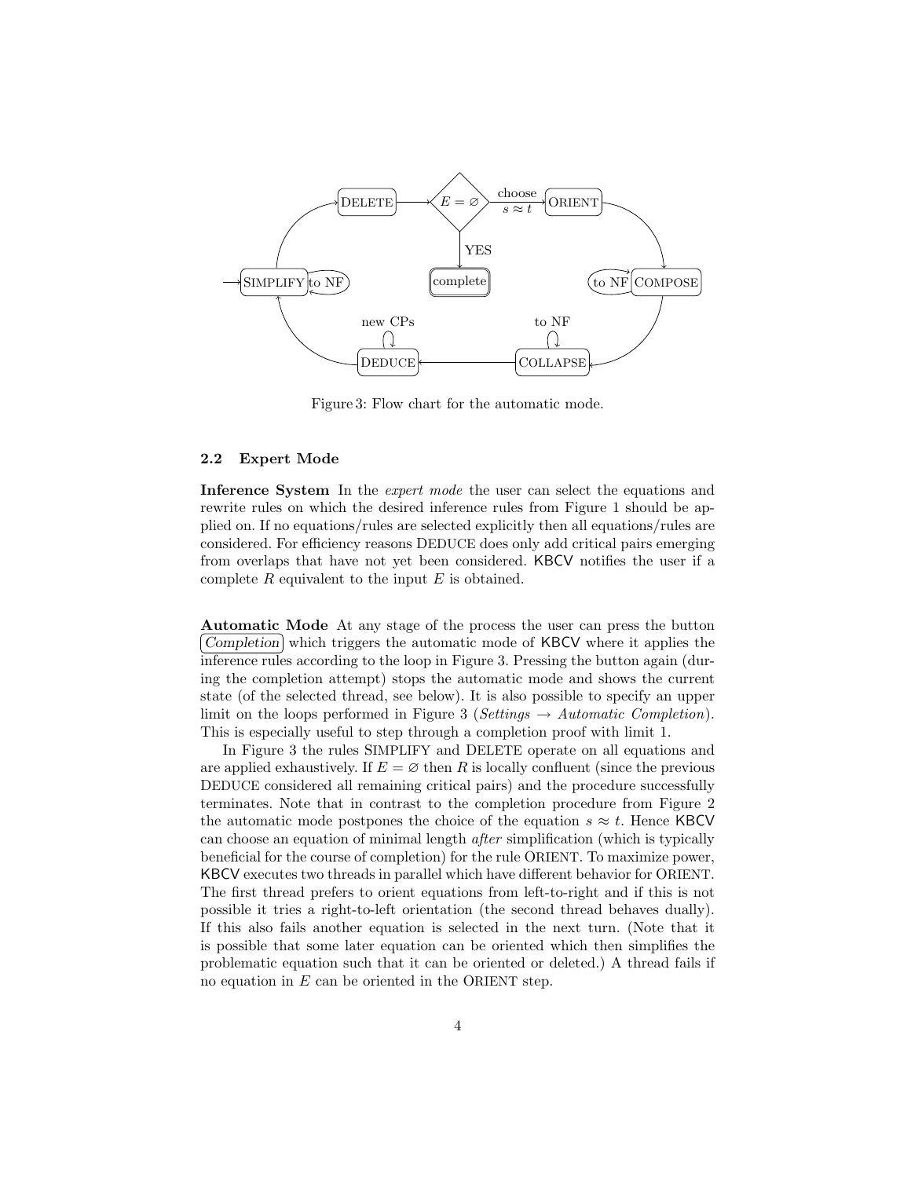Figure 3: Flow chart for the automatic mode.

### 2.2 Expert Mode

**Inference System** In the *expert mode* the user can select the equations and rewrite rules on which the desired inference rules from Figure 1 should be applied on. If no equations/rules are selected explicitly then all equations/rules are considered. For efficiency reasons DEDUCE does only add critical pairs emerging from overlaps that have not yet been considered. KBCV notifies the user if a complete $R$ equivalent to the input $E$ is obtained.

**Automatic Mode** At any stage of the process the user can press the button *Completion* which triggers the automatic mode of KBCV where it applies the inference rules according to the loop in Figure 3. Pressing the button again (during the completion attempt) stops the automatic mode and shows the current state (of the selected thread, see below). It is also possible to specify an upper limit on the loops performed in Figure 3 (*Settings* $\rightarrow$ *Automatic Completion*). This is especially useful to step through a completion proof with limit 1.

In Figure 3 the rules SIMPLIFY and DELETE operate on all equations and are applied exhaustively. If $E = \varnothing$ then $R$ is locally confluent (since the previous DEDUCE considered all remaining critical pairs) and the procedure successfully terminates. Note that in contrast to the completion procedure from Figure 2 the automatic mode postpones the choice of the equation $s \approx t$. Hence KBCV can choose an equation of minimal length *after* simplification (which is typically beneficial for the course of completion) for the rule ORIENT. To maximize power, KBCV executes two threads in parallel which have different behavior for ORIENT. The first thread prefers to orient equations from left-to-right and if this is not possible it tries a right-to-left orientation (the second thread behaves dually). If this also fails another equation is selected in the next turn. (Note that it is possible that some later equation can be oriented which then simplifies the problematic equation such that it can be oriented or deleted.) A thread fails if no equation in $E$ can be oriented in the ORIENT step.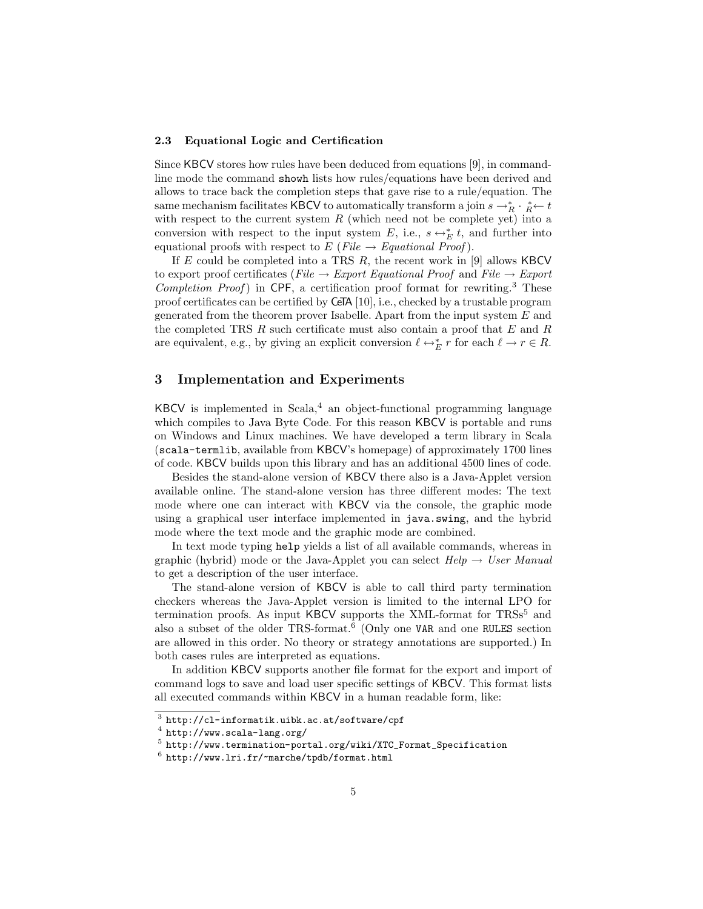### 2.3 Equational Logic and Certification

Since KBCV stores how rules have been deduced from equations [9], in command-line mode the command `showh` lists how rules/equations have been derived and allows to trace back the completion steps that gave rise to a rule/equation. The same mechanism facilitates KBCV to automatically transform a join $s \rightarrow_R^* \cdot {}_R^*\!\leftarrow t$ with respect to the current system $R$ (which need not be complete yet) into a conversion with respect to the input system $E$, i.e., $s \leftrightarrow_E^* t$, and further into equational proofs with respect to $E$ (*File* → *Equational Proof*).

If $E$ could be completed into a TRS $R$, the recent work in [9] allows KBCV to export proof certificates (*File* → *Export Equational Proof* and *File* → *Export Completion Proof*) in CPF, a certification proof format for rewriting.[3] These proof certificates can be certified by CeTA [10], i.e., checked by a trustable program generated from the theorem prover Isabelle. Apart from the input system $E$ and the completed TRS $R$ such certificate must also contain a proof that $E$ and $R$ are equivalent, e.g., by giving an explicit conversion $\ell \leftrightarrow_E^* r$ for each $\ell \rightarrow r \in R$.

## 3 Implementation and Experiments

KBCV is implemented in Scala,[4] an object-functional programming language which compiles to Java Byte Code. For this reason KBCV is portable and runs on Windows and Linux machines. We have developed a term library in Scala (`scala-termlib`, available from KBCV's homepage) of approximately 1700 lines of code. KBCV builds upon this library and has an additional 4500 lines of code.

Besides the stand-alone version of KBCV there also is a Java-Applet version available online. The stand-alone version has three different modes: The text mode where one can interact with KBCV via the console, the graphic mode using a graphical user interface implemented in `java.swing`, and the hybrid mode where the text mode and the graphic mode are combined.

In text mode typing `help` yields a list of all available commands, whereas in graphic (hybrid) mode or the Java-Applet you can select *Help* → *User Manual* to get a description of the user interface.

The stand-alone version of KBCV is able to call third party termination checkers whereas the Java-Applet version is limited to the internal LPO for termination proofs. As input KBCV supports the XML-format for TRSs[5] and also a subset of the older TRS-format.[6] (Only one `VAR` and one `RULES` section are allowed in this order. No theory or strategy annotations are supported.) In both cases rules are interpreted as equations.

In addition KBCV supports another file format for the export and import of command logs to save and load user specific settings of KBCV. This format lists all executed commands within KBCV in a human readable form, like:

---

[3] http://cl-informatik.uibk.ac.at/software/cpf

[4] http://www.scala-lang.org/

[5] http://www.termination-portal.org/wiki/XTC_Format_Specification

[6] http://www.lri.fr/~marche/tpdb/format.html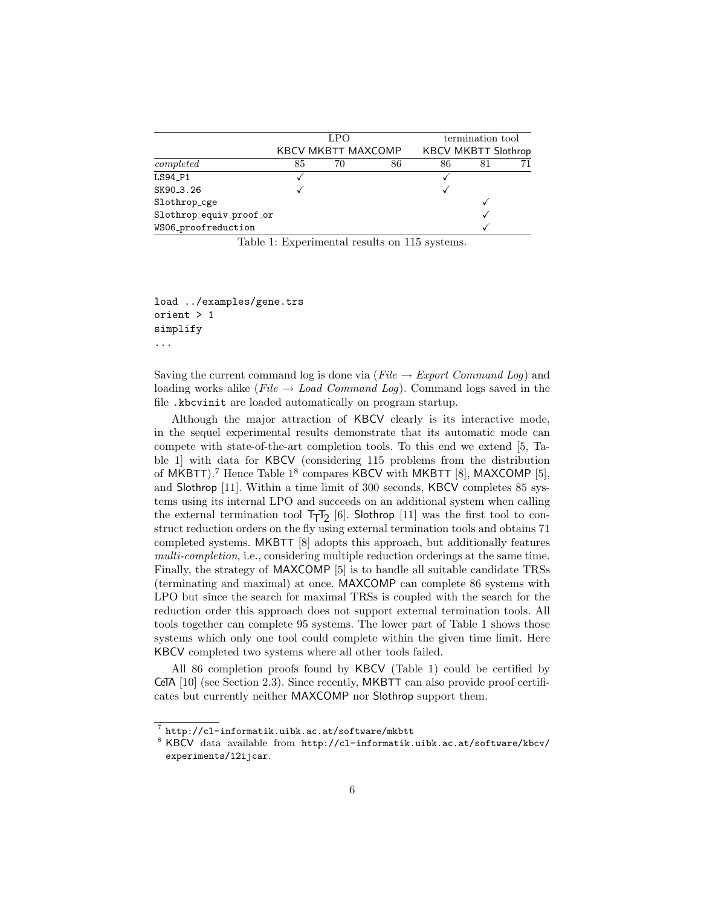| | LPO | | | termination tool | | |
|---|---|---|---|---|---|---|
| | KBCV | MKBTT | MAXCOMP | KBCV | MKBTT | Slothrop |
| *completed* | 85 | 70 | 86 | 86 | 81 | 71 |
| LS94_P1 | ✓ | | | ✓ | | |
| SK90_3.26 | ✓ | | | ✓ | | |
| Slothrop_cge | | | | | ✓ | |
| Slothrop_equiv_proof_or | | | | | ✓ | |
| WS06_proofreduction | | | | | ✓ | |

Table 1: Experimental results on 115 systems.

```
load ../examples/gene.trs
orient > 1
simplify
...
```

Saving the current command log is done via (*File* → *Export Command Log*) and loading works alike (*File* → *Load Command Log*). Command logs saved in the file `.kbcvinit` are loaded automatically on program startup.

Although the major attraction of KBCV clearly is its interactive mode, in the sequel experimental results demonstrate that its automatic mode can compete with state-of-the-art completion tools. To this end we extend [5, Table 1] with data for KBCV (considering 115 problems from the distribution of MKBTT).[7] Hence Table 1[8] compares KBCV with MKBTT [8], MAXCOMP [5], and Slothrop [11]. Within a time limit of 300 seconds, KBCV completes 85 systems using its internal LPO and succeeds on an additional system when calling the external termination tool $\mathsf{T_TT_2}$ [6]. Slothrop [11] was the first tool to construct reduction orders on the fly using external termination tools and obtains 71 completed systems. MKBTT [8] adopts this approach, but additionally features *multi-completion*, i.e., considering multiple reduction orderings at the same time. Finally, the strategy of MAXCOMP [5] is to handle all suitable candidate TRSs (terminating and maximal) at once. MAXCOMP can complete 86 systems with LPO but since the search for maximal TRSs is coupled with the search for the reduction order this approach does not support external termination tools. All tools together can complete 95 systems. The lower part of Table 1 shows those systems which only one tool could complete within the given time limit. Here KBCV completed two systems where all other tools failed.

All 86 completion proofs found by KBCV (Table 1) could be certified by CeTA [10] (see Section 2.3). Since recently, MKBTT can also provide proof certificates but currently neither MAXCOMP nor Slothrop support them.

[7] http://cl-informatik.uibk.ac.at/software/mkbtt

[8] KBCV data available from http://cl-informatik.uibk.ac.at/software/kbcv/experiments/12ijcar.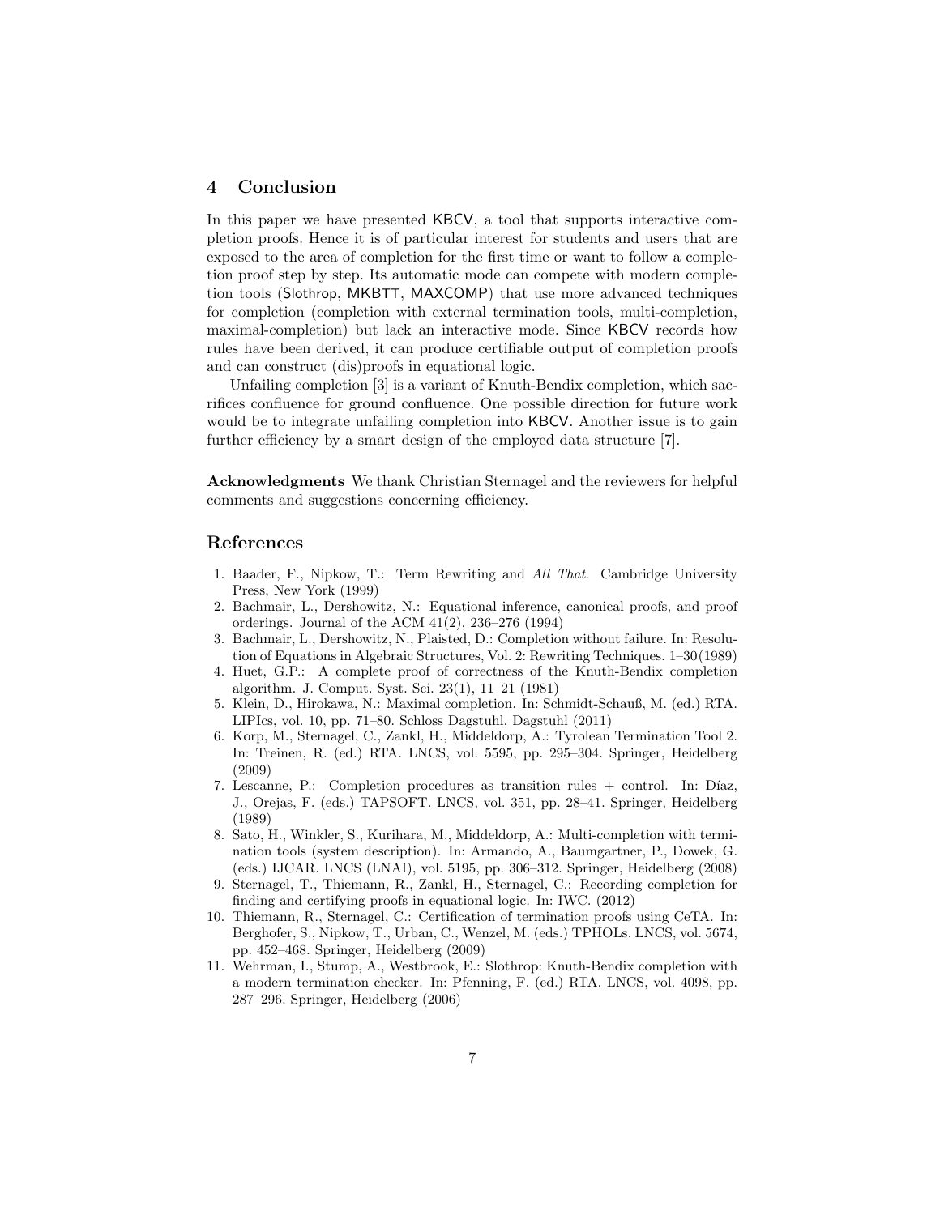## 4 Conclusion

In this paper we have presented KBCV, a tool that supports interactive completion proofs. Hence it is of particular interest for students and users that are exposed to the area of completion for the first time or want to follow a completion proof step by step. Its automatic mode can compete with modern completion tools (Slothrop, MKBTT, MAXCOMP) that use more advanced techniques for completion (completion with external termination tools, multi-completion, maximal-completion) but lack an interactive mode. Since KBCV records how rules have been derived, it can produce certifiable output of completion proofs and can construct (dis)proofs in equational logic.

Unfailing completion [3] is a variant of Knuth-Bendix completion, which sacrifices confluence for ground confluence. One possible direction for future work would be to integrate unfailing completion into KBCV. Another issue is to gain further efficiency by a smart design of the employed data structure [7].

**Acknowledgments** We thank Christian Sternagel and the reviewers for helpful comments and suggestions concerning efficiency.

## References

1. Baader, F., Nipkow, T.: Term Rewriting and *All That*. Cambridge University Press, New York (1999)
2. Bachmair, L., Dershowitz, N.: Equational inference, canonical proofs, and proof orderings. Journal of the ACM 41(2), 236–276 (1994)
3. Bachmair, L., Dershowitz, N., Plaisted, D.: Completion without failure. In: Resolution of Equations in Algebraic Structures, Vol. 2: Rewriting Techniques. 1–30(1989)
4. Huet, G.P.: A complete proof of correctness of the Knuth-Bendix completion algorithm. J. Comput. Syst. Sci. 23(1), 11–21 (1981)
5. Klein, D., Hirokawa, N.: Maximal completion. In: Schmidt-Schauß, M. (ed.) RTA. LIPIcs, vol. 10, pp. 71–80. Schloss Dagstuhl, Dagstuhl (2011)
6. Korp, M., Sternagel, C., Zankl, H., Middeldorp, A.: Tyrolean Termination Tool 2. In: Treinen, R. (ed.) RTA. LNCS, vol. 5595, pp. 295–304. Springer, Heidelberg (2009)
7. Lescanne, P.: Completion procedures as transition rules + control. In: Díaz, J., Orejas, F. (eds.) TAPSOFT. LNCS, vol. 351, pp. 28–41. Springer, Heidelberg (1989)
8. Sato, H., Winkler, S., Kurihara, M., Middeldorp, A.: Multi-completion with termination tools (system description). In: Armando, A., Baumgartner, P., Dowek, G. (eds.) IJCAR. LNCS (LNAI), vol. 5195, pp. 306–312. Springer, Heidelberg (2008)
9. Sternagel, T., Thiemann, R., Zankl, H., Sternagel, C.: Recording completion for finding and certifying proofs in equational logic. In: IWC. (2012)
10. Thiemann, R., Sternagel, C.: Certification of termination proofs using CeTA. In: Berghofer, S., Nipkow, T., Urban, C., Wenzel, M. (eds.) TPHOLs. LNCS, vol. 5674, pp. 452–468. Springer, Heidelberg (2009)
11. Wehrman, I., Stump, A., Westbrook, E.: Slothrop: Knuth-Bendix completion with a modern termination checker. In: Pfenning, F. (ed.) RTA. LNCS, vol. 4098, pp. 287–296. Springer, Heidelberg (2006)